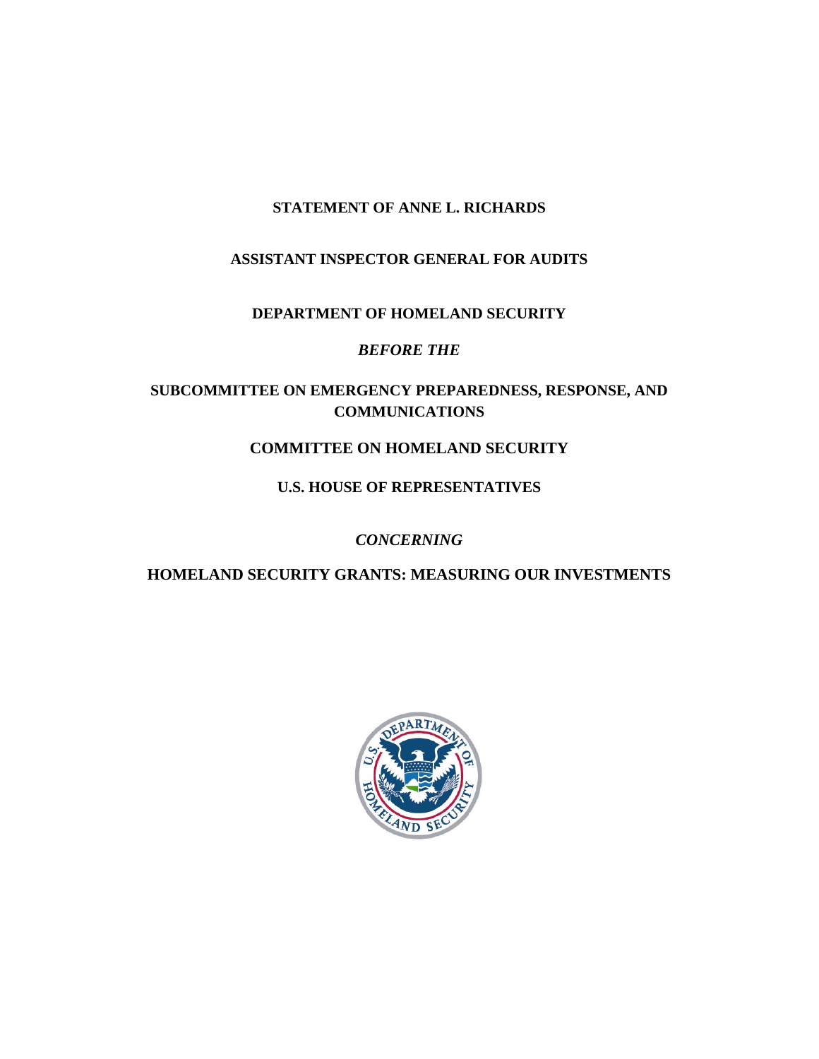**STATEMENT OF ANNE L. RICHARDS**

**ASSISTANT INSPECTOR GENERAL FOR AUDITS**

**DEPARTMENT OF HOMELAND SECURITY**

***BEFORE THE***

**SUBCOMMITTEE ON EMERGENCY PREPAREDNESS, RESPONSE, AND COMMUNICATIONS**

**COMMITTEE ON HOMELAND SECURITY**

**U.S. HOUSE OF REPRESENTATIVES**

***CONCERNING***

**HOMELAND SECURITY GRANTS: MEASURING OUR INVESTMENTS**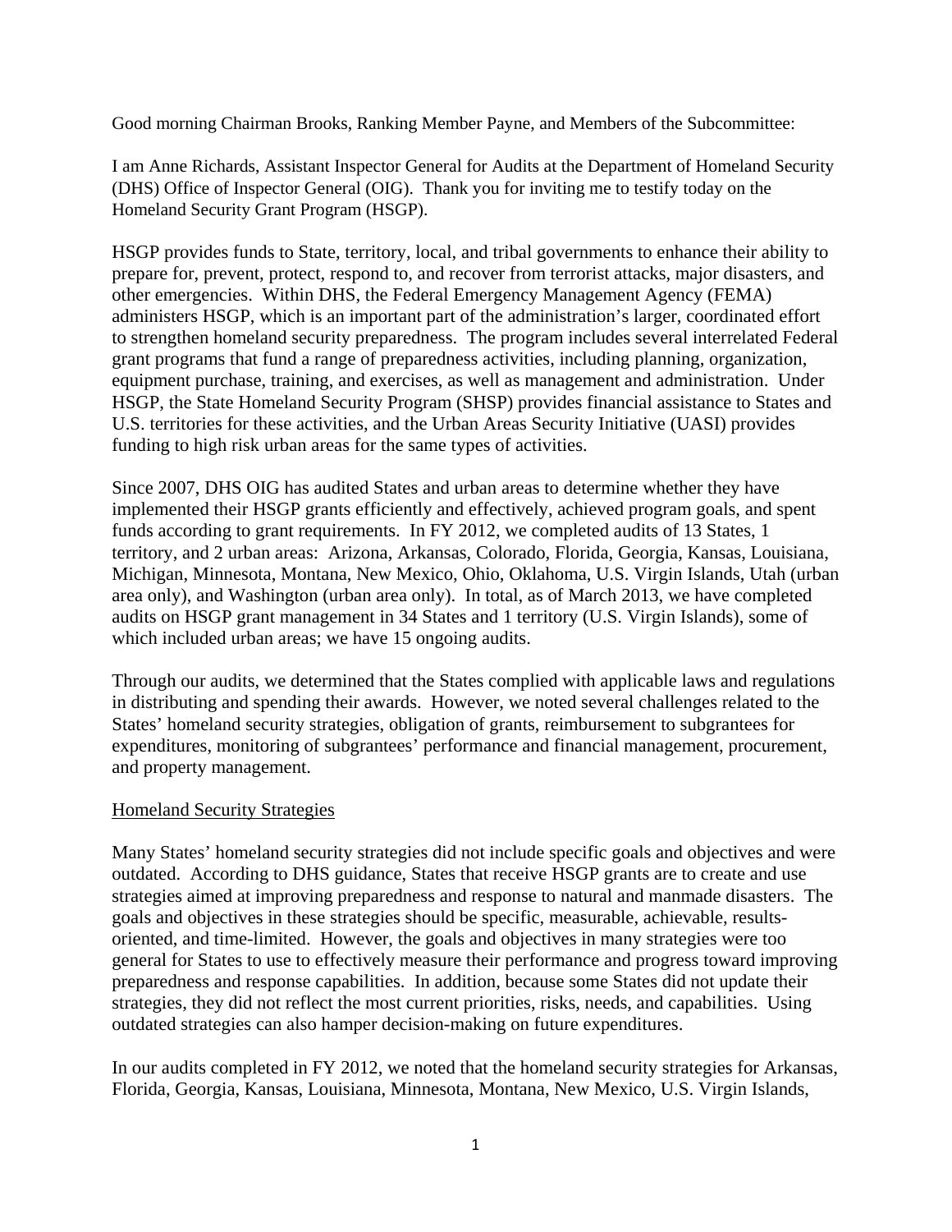Good morning Chairman Brooks, Ranking Member Payne, and Members of the Subcommittee:

I am Anne Richards, Assistant Inspector General for Audits at the Department of Homeland Security (DHS) Office of Inspector General (OIG). Thank you for inviting me to testify today on the Homeland Security Grant Program (HSGP).

HSGP provides funds to State, territory, local, and tribal governments to enhance their ability to prepare for, prevent, protect, respond to, and recover from terrorist attacks, major disasters, and other emergencies. Within DHS, the Federal Emergency Management Agency (FEMA) administers HSGP, which is an important part of the administration's larger, coordinated effort to strengthen homeland security preparedness. The program includes several interrelated Federal grant programs that fund a range of preparedness activities, including planning, organization, equipment purchase, training, and exercises, as well as management and administration. Under HSGP, the State Homeland Security Program (SHSP) provides financial assistance to States and U.S. territories for these activities, and the Urban Areas Security Initiative (UASI) provides funding to high risk urban areas for the same types of activities.

Since 2007, DHS OIG has audited States and urban areas to determine whether they have implemented their HSGP grants efficiently and effectively, achieved program goals, and spent funds according to grant requirements. In FY 2012, we completed audits of 13 States, 1 territory, and 2 urban areas: Arizona, Arkansas, Colorado, Florida, Georgia, Kansas, Louisiana, Michigan, Minnesota, Montana, New Mexico, Ohio, Oklahoma, U.S. Virgin Islands, Utah (urban area only), and Washington (urban area only). In total, as of March 2013, we have completed audits on HSGP grant management in 34 States and 1 territory (U.S. Virgin Islands), some of which included urban areas; we have 15 ongoing audits.

Through our audits, we determined that the States complied with applicable laws and regulations in distributing and spending their awards. However, we noted several challenges related to the States' homeland security strategies, obligation of grants, reimbursement to subgrantees for expenditures, monitoring of subgrantees' performance and financial management, procurement, and property management.

## Homeland Security Strategies

Many States' homeland security strategies did not include specific goals and objectives and were outdated. According to DHS guidance, States that receive HSGP grants are to create and use strategies aimed at improving preparedness and response to natural and manmade disasters. The goals and objectives in these strategies should be specific, measurable, achievable, results-oriented, and time-limited. However, the goals and objectives in many strategies were too general for States to use to effectively measure their performance and progress toward improving preparedness and response capabilities. In addition, because some States did not update their strategies, they did not reflect the most current priorities, risks, needs, and capabilities. Using outdated strategies can also hamper decision-making on future expenditures.

In our audits completed in FY 2012, we noted that the homeland security strategies for Arkansas, Florida, Georgia, Kansas, Louisiana, Minnesota, Montana, New Mexico, U.S. Virgin Islands,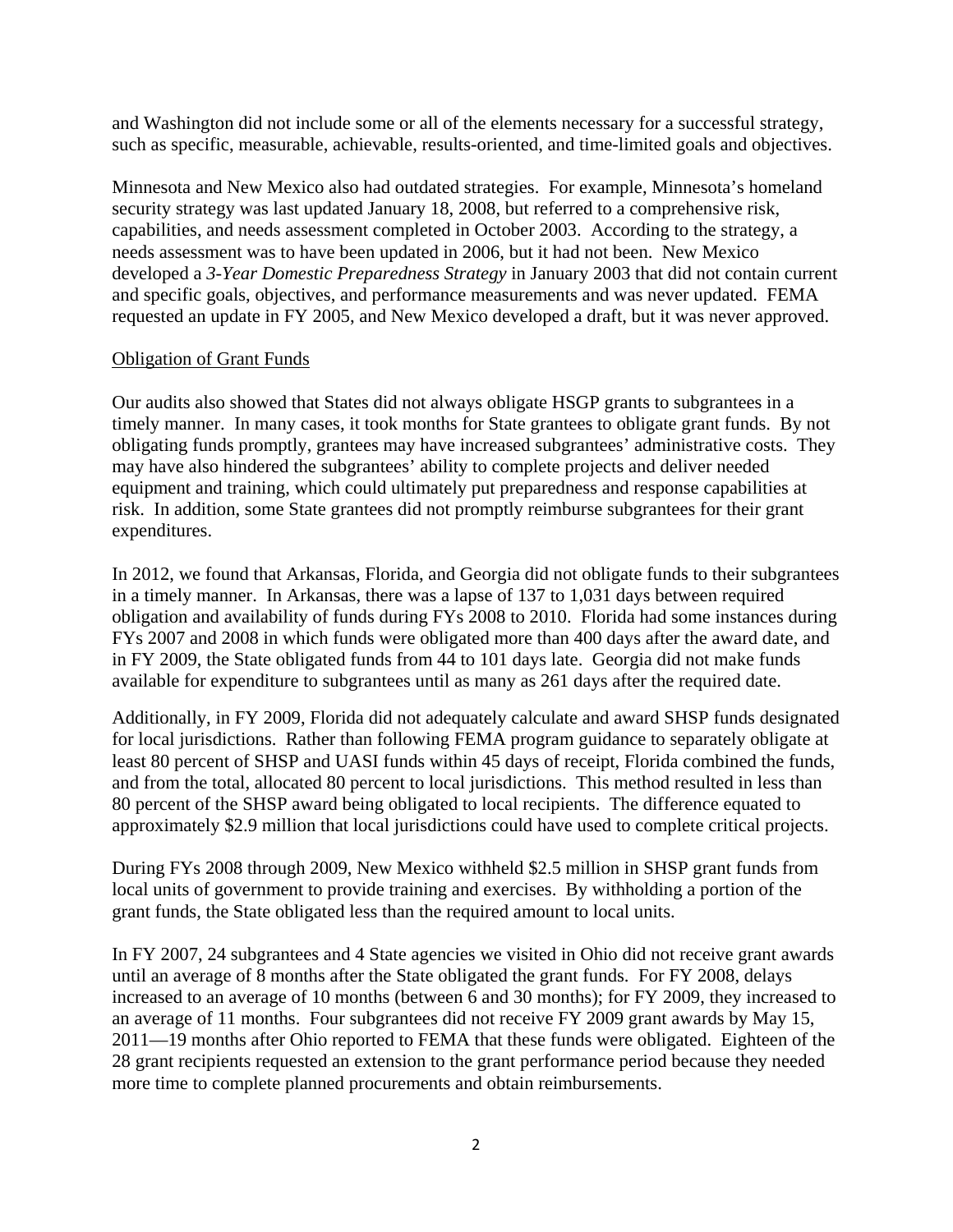and Washington did not include some or all of the elements necessary for a successful strategy, such as specific, measurable, achievable, results-oriented, and time-limited goals and objectives.

Minnesota and New Mexico also had outdated strategies. For example, Minnesota's homeland security strategy was last updated January 18, 2008, but referred to a comprehensive risk, capabilities, and needs assessment completed in October 2003. According to the strategy, a needs assessment was to have been updated in 2006, but it had not been. New Mexico developed a *3-Year Domestic Preparedness Strategy* in January 2003 that did not contain current and specific goals, objectives, and performance measurements and was never updated. FEMA requested an update in FY 2005, and New Mexico developed a draft, but it was never approved.

## Obligation of Grant Funds

Our audits also showed that States did not always obligate HSGP grants to subgrantees in a timely manner. In many cases, it took months for State grantees to obligate grant funds. By not obligating funds promptly, grantees may have increased subgrantees' administrative costs. They may have also hindered the subgrantees' ability to complete projects and deliver needed equipment and training, which could ultimately put preparedness and response capabilities at risk. In addition, some State grantees did not promptly reimburse subgrantees for their grant expenditures.

In 2012, we found that Arkansas, Florida, and Georgia did not obligate funds to their subgrantees in a timely manner. In Arkansas, there was a lapse of 137 to 1,031 days between required obligation and availability of funds during FYs 2008 to 2010. Florida had some instances during FYs 2007 and 2008 in which funds were obligated more than 400 days after the award date, and in FY 2009, the State obligated funds from 44 to 101 days late. Georgia did not make funds available for expenditure to subgrantees until as many as 261 days after the required date.

Additionally, in FY 2009, Florida did not adequately calculate and award SHSP funds designated for local jurisdictions. Rather than following FEMA program guidance to separately obligate at least 80 percent of SHSP and UASI funds within 45 days of receipt, Florida combined the funds, and from the total, allocated 80 percent to local jurisdictions. This method resulted in less than 80 percent of the SHSP award being obligated to local recipients. The difference equated to approximately $2.9 million that local jurisdictions could have used to complete critical projects.

During FYs 2008 through 2009, New Mexico withheld $2.5 million in SHSP grant funds from local units of government to provide training and exercises. By withholding a portion of the grant funds, the State obligated less than the required amount to local units.

In FY 2007, 24 subgrantees and 4 State agencies we visited in Ohio did not receive grant awards until an average of 8 months after the State obligated the grant funds. For FY 2008, delays increased to an average of 10 months (between 6 and 30 months); for FY 2009, they increased to an average of 11 months. Four subgrantees did not receive FY 2009 grant awards by May 15, 2011—19 months after Ohio reported to FEMA that these funds were obligated. Eighteen of the 28 grant recipients requested an extension to the grant performance period because they needed more time to complete planned procurements and obtain reimbursements.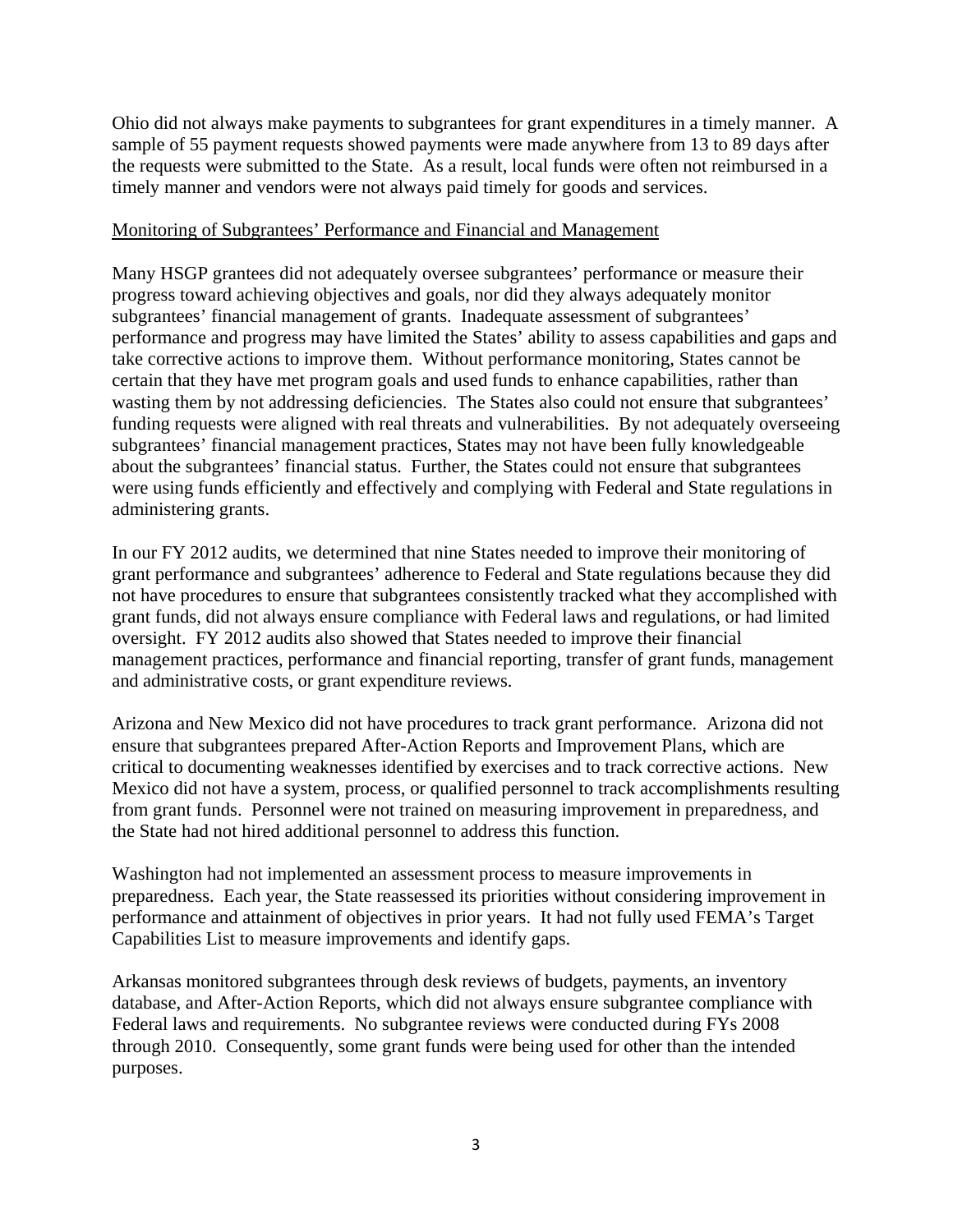Ohio did not always make payments to subgrantees for grant expenditures in a timely manner. A sample of 55 payment requests showed payments were made anywhere from 13 to 89 days after the requests were submitted to the State. As a result, local funds were often not reimbursed in a timely manner and vendors were not always paid timely for goods and services.

Monitoring of Subgrantees' Performance and Financial and Management

Many HSGP grantees did not adequately oversee subgrantees' performance or measure their progress toward achieving objectives and goals, nor did they always adequately monitor subgrantees' financial management of grants. Inadequate assessment of subgrantees' performance and progress may have limited the States' ability to assess capabilities and gaps and take corrective actions to improve them. Without performance monitoring, States cannot be certain that they have met program goals and used funds to enhance capabilities, rather than wasting them by not addressing deficiencies. The States also could not ensure that subgrantees' funding requests were aligned with real threats and vulnerabilities. By not adequately overseeing subgrantees' financial management practices, States may not have been fully knowledgeable about the subgrantees' financial status. Further, the States could not ensure that subgrantees were using funds efficiently and effectively and complying with Federal and State regulations in administering grants.

In our FY 2012 audits, we determined that nine States needed to improve their monitoring of grant performance and subgrantees' adherence to Federal and State regulations because they did not have procedures to ensure that subgrantees consistently tracked what they accomplished with grant funds, did not always ensure compliance with Federal laws and regulations, or had limited oversight. FY 2012 audits also showed that States needed to improve their financial management practices, performance and financial reporting, transfer of grant funds, management and administrative costs, or grant expenditure reviews.

Arizona and New Mexico did not have procedures to track grant performance. Arizona did not ensure that subgrantees prepared After-Action Reports and Improvement Plans, which are critical to documenting weaknesses identified by exercises and to track corrective actions. New Mexico did not have a system, process, or qualified personnel to track accomplishments resulting from grant funds. Personnel were not trained on measuring improvement in preparedness, and the State had not hired additional personnel to address this function.

Washington had not implemented an assessment process to measure improvements in preparedness. Each year, the State reassessed its priorities without considering improvement in performance and attainment of objectives in prior years. It had not fully used FEMA's Target Capabilities List to measure improvements and identify gaps.

Arkansas monitored subgrantees through desk reviews of budgets, payments, an inventory database, and After-Action Reports, which did not always ensure subgrantee compliance with Federal laws and requirements. No subgrantee reviews were conducted during FYs 2008 through 2010. Consequently, some grant funds were being used for other than the intended purposes.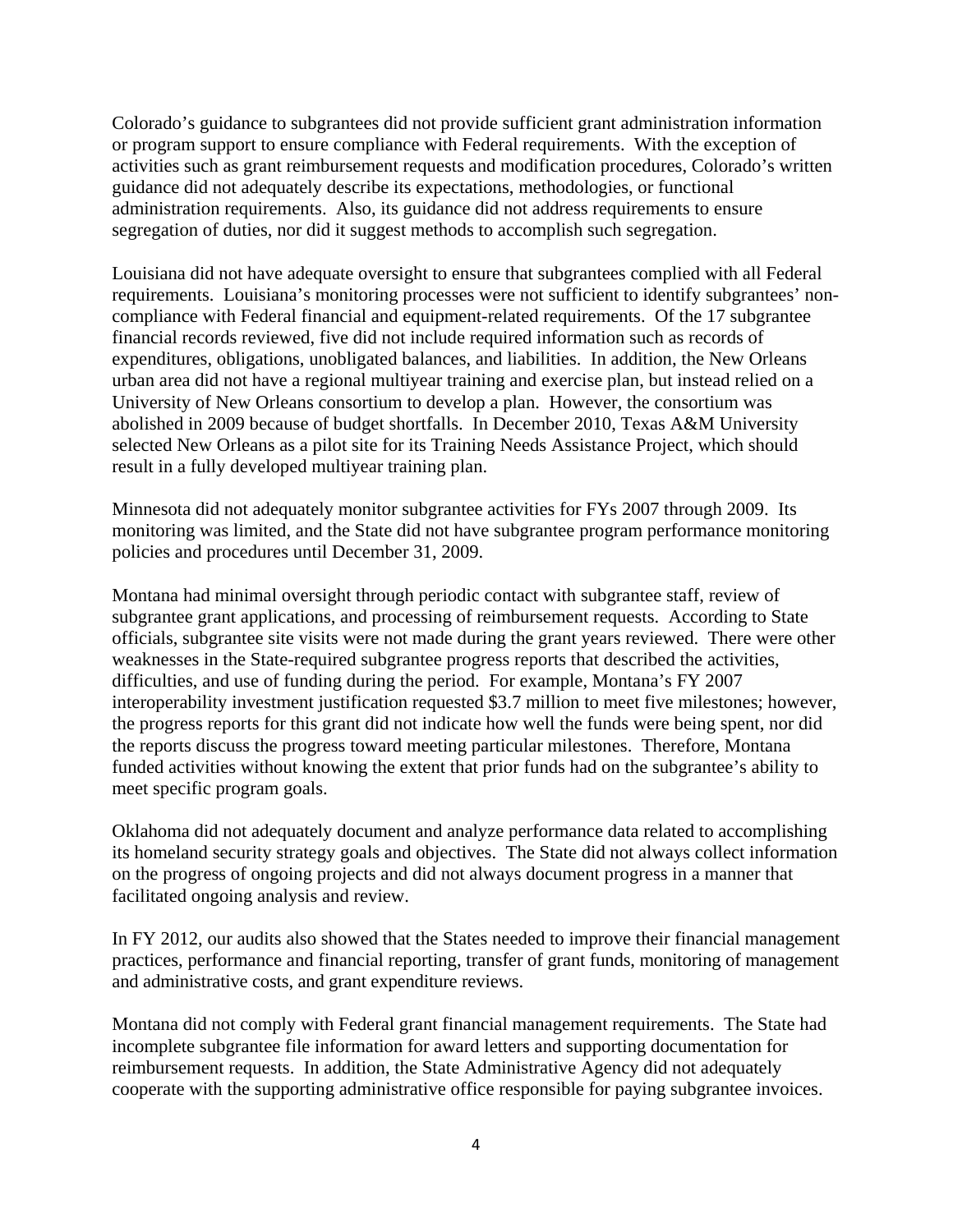Colorado's guidance to subgrantees did not provide sufficient grant administration information or program support to ensure compliance with Federal requirements. With the exception of activities such as grant reimbursement requests and modification procedures, Colorado's written guidance did not adequately describe its expectations, methodologies, or functional administration requirements. Also, its guidance did not address requirements to ensure segregation of duties, nor did it suggest methods to accomplish such segregation.

Louisiana did not have adequate oversight to ensure that subgrantees complied with all Federal requirements. Louisiana's monitoring processes were not sufficient to identify subgrantees' non-compliance with Federal financial and equipment-related requirements. Of the 17 subgrantee financial records reviewed, five did not include required information such as records of expenditures, obligations, unobligated balances, and liabilities. In addition, the New Orleans urban area did not have a regional multiyear training and exercise plan, but instead relied on a University of New Orleans consortium to develop a plan. However, the consortium was abolished in 2009 because of budget shortfalls. In December 2010, Texas A&M University selected New Orleans as a pilot site for its Training Needs Assistance Project, which should result in a fully developed multiyear training plan.

Minnesota did not adequately monitor subgrantee activities for FYs 2007 through 2009. Its monitoring was limited, and the State did not have subgrantee program performance monitoring policies and procedures until December 31, 2009.

Montana had minimal oversight through periodic contact with subgrantee staff, review of subgrantee grant applications, and processing of reimbursement requests. According to State officials, subgrantee site visits were not made during the grant years reviewed. There were other weaknesses in the State-required subgrantee progress reports that described the activities, difficulties, and use of funding during the period. For example, Montana's FY 2007 interoperability investment justification requested $3.7 million to meet five milestones; however, the progress reports for this grant did not indicate how well the funds were being spent, nor did the reports discuss the progress toward meeting particular milestones. Therefore, Montana funded activities without knowing the extent that prior funds had on the subgrantee's ability to meet specific program goals.

Oklahoma did not adequately document and analyze performance data related to accomplishing its homeland security strategy goals and objectives. The State did not always collect information on the progress of ongoing projects and did not always document progress in a manner that facilitated ongoing analysis and review.

In FY 2012, our audits also showed that the States needed to improve their financial management practices, performance and financial reporting, transfer of grant funds, monitoring of management and administrative costs, and grant expenditure reviews.

Montana did not comply with Federal grant financial management requirements. The State had incomplete subgrantee file information for award letters and supporting documentation for reimbursement requests. In addition, the State Administrative Agency did not adequately cooperate with the supporting administrative office responsible for paying subgrantee invoices.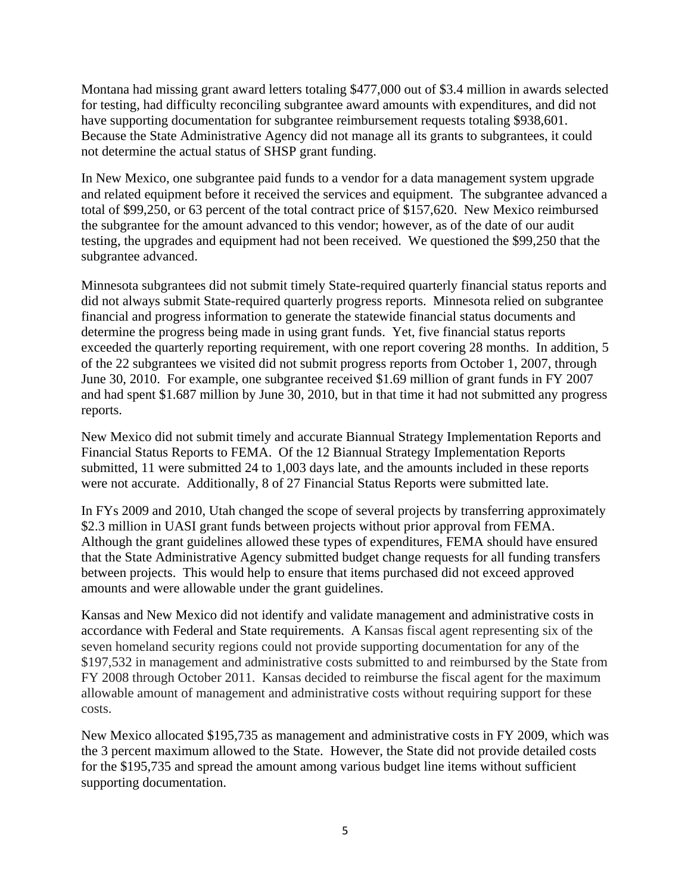Montana had missing grant award letters totaling $477,000 out of $3.4 million in awards selected for testing, had difficulty reconciling subgrantee award amounts with expenditures, and did not have supporting documentation for subgrantee reimbursement requests totaling $938,601. Because the State Administrative Agency did not manage all its grants to subgrantees, it could not determine the actual status of SHSP grant funding.

In New Mexico, one subgrantee paid funds to a vendor for a data management system upgrade and related equipment before it received the services and equipment. The subgrantee advanced a total of $99,250, or 63 percent of the total contract price of $157,620. New Mexico reimbursed the subgrantee for the amount advanced to this vendor; however, as of the date of our audit testing, the upgrades and equipment had not been received. We questioned the $99,250 that the subgrantee advanced.

Minnesota subgrantees did not submit timely State-required quarterly financial status reports and did not always submit State-required quarterly progress reports. Minnesota relied on subgrantee financial and progress information to generate the statewide financial status documents and determine the progress being made in using grant funds. Yet, five financial status reports exceeded the quarterly reporting requirement, with one report covering 28 months. In addition, 5 of the 22 subgrantees we visited did not submit progress reports from October 1, 2007, through June 30, 2010. For example, one subgrantee received $1.69 million of grant funds in FY 2007 and had spent $1.687 million by June 30, 2010, but in that time it had not submitted any progress reports.

New Mexico did not submit timely and accurate Biannual Strategy Implementation Reports and Financial Status Reports to FEMA. Of the 12 Biannual Strategy Implementation Reports submitted, 11 were submitted 24 to 1,003 days late, and the amounts included in these reports were not accurate. Additionally, 8 of 27 Financial Status Reports were submitted late.

In FYs 2009 and 2010, Utah changed the scope of several projects by transferring approximately $2.3 million in UASI grant funds between projects without prior approval from FEMA. Although the grant guidelines allowed these types of expenditures, FEMA should have ensured that the State Administrative Agency submitted budget change requests for all funding transfers between projects. This would help to ensure that items purchased did not exceed approved amounts and were allowable under the grant guidelines.

Kansas and New Mexico did not identify and validate management and administrative costs in accordance with Federal and State requirements. A Kansas fiscal agent representing six of the seven homeland security regions could not provide supporting documentation for any of the $197,532 in management and administrative costs submitted to and reimbursed by the State from FY 2008 through October 2011. Kansas decided to reimburse the fiscal agent for the maximum allowable amount of management and administrative costs without requiring support for these costs.

New Mexico allocated $195,735 as management and administrative costs in FY 2009, which was the 3 percent maximum allowed to the State. However, the State did not provide detailed costs for the $195,735 and spread the amount among various budget line items without sufficient supporting documentation.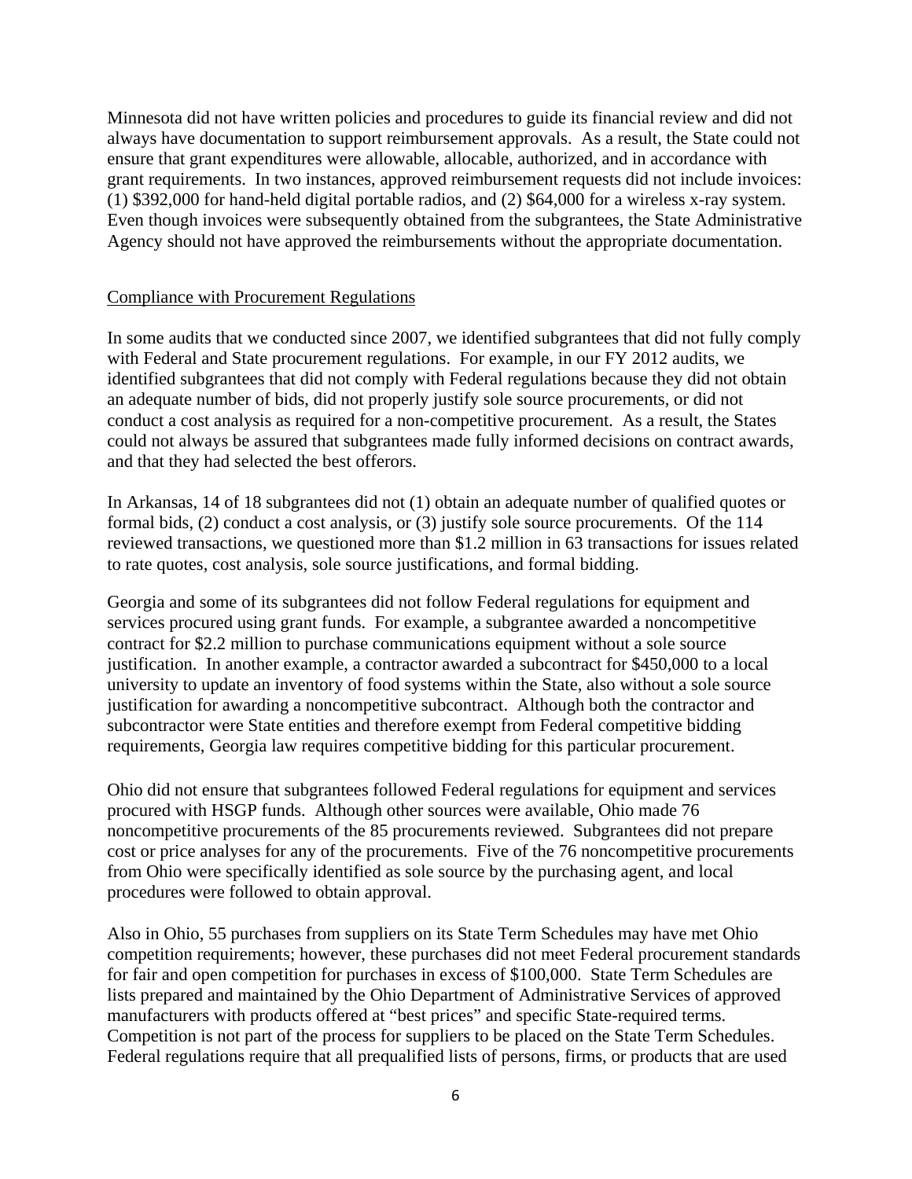Minnesota did not have written policies and procedures to guide its financial review and did not always have documentation to support reimbursement approvals. As a result, the State could not ensure that grant expenditures were allowable, allocable, authorized, and in accordance with grant requirements. In two instances, approved reimbursement requests did not include invoices: (1) $392,000 for hand-held digital portable radios, and (2) $64,000 for a wireless x-ray system. Even though invoices were subsequently obtained from the subgrantees, the State Administrative Agency should not have approved the reimbursements without the appropriate documentation.

Compliance with Procurement Regulations

In some audits that we conducted since 2007, we identified subgrantees that did not fully comply with Federal and State procurement regulations. For example, in our FY 2012 audits, we identified subgrantees that did not comply with Federal regulations because they did not obtain an adequate number of bids, did not properly justify sole source procurements, or did not conduct a cost analysis as required for a non-competitive procurement. As a result, the States could not always be assured that subgrantees made fully informed decisions on contract awards, and that they had selected the best offerors.

In Arkansas, 14 of 18 subgrantees did not (1) obtain an adequate number of qualified quotes or formal bids, (2) conduct a cost analysis, or (3) justify sole source procurements. Of the 114 reviewed transactions, we questioned more than $1.2 million in 63 transactions for issues related to rate quotes, cost analysis, sole source justifications, and formal bidding.

Georgia and some of its subgrantees did not follow Federal regulations for equipment and services procured using grant funds. For example, a subgrantee awarded a noncompetitive contract for $2.2 million to purchase communications equipment without a sole source justification. In another example, a contractor awarded a subcontract for $450,000 to a local university to update an inventory of food systems within the State, also without a sole source justification for awarding a noncompetitive subcontract. Although both the contractor and subcontractor were State entities and therefore exempt from Federal competitive bidding requirements, Georgia law requires competitive bidding for this particular procurement.

Ohio did not ensure that subgrantees followed Federal regulations for equipment and services procured with HSGP funds. Although other sources were available, Ohio made 76 noncompetitive procurements of the 85 procurements reviewed. Subgrantees did not prepare cost or price analyses for any of the procurements. Five of the 76 noncompetitive procurements from Ohio were specifically identified as sole source by the purchasing agent, and local procedures were followed to obtain approval.

Also in Ohio, 55 purchases from suppliers on its State Term Schedules may have met Ohio competition requirements; however, these purchases did not meet Federal procurement standards for fair and open competition for purchases in excess of $100,000. State Term Schedules are lists prepared and maintained by the Ohio Department of Administrative Services of approved manufacturers with products offered at "best prices" and specific State-required terms. Competition is not part of the process for suppliers to be placed on the State Term Schedules. Federal regulations require that all prequalified lists of persons, firms, or products that are used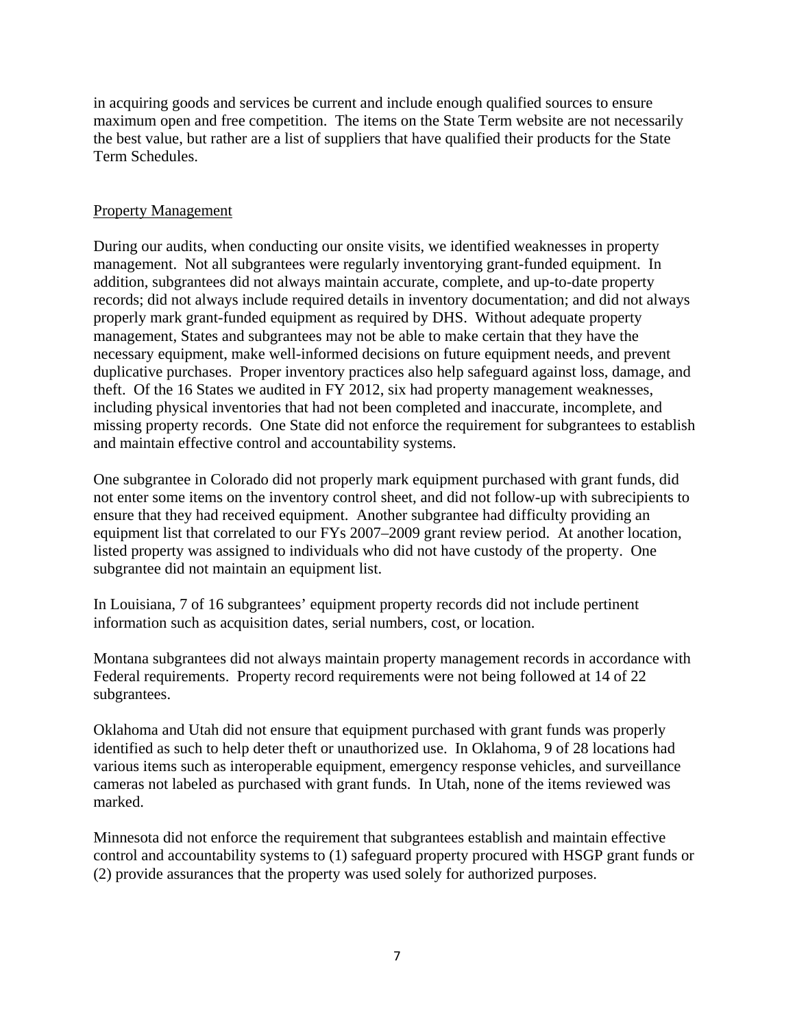in acquiring goods and services be current and include enough qualified sources to ensure maximum open and free competition. The items on the State Term website are not necessarily the best value, but rather are a list of suppliers that have qualified their products for the State Term Schedules.

Property Management

During our audits, when conducting our onsite visits, we identified weaknesses in property management. Not all subgrantees were regularly inventorying grant-funded equipment. In addition, subgrantees did not always maintain accurate, complete, and up-to-date property records; did not always include required details in inventory documentation; and did not always properly mark grant-funded equipment as required by DHS. Without adequate property management, States and subgrantees may not be able to make certain that they have the necessary equipment, make well-informed decisions on future equipment needs, and prevent duplicative purchases. Proper inventory practices also help safeguard against loss, damage, and theft. Of the 16 States we audited in FY 2012, six had property management weaknesses, including physical inventories that had not been completed and inaccurate, incomplete, and missing property records. One State did not enforce the requirement for subgrantees to establish and maintain effective control and accountability systems.

One subgrantee in Colorado did not properly mark equipment purchased with grant funds, did not enter some items on the inventory control sheet, and did not follow-up with subrecipients to ensure that they had received equipment. Another subgrantee had difficulty providing an equipment list that correlated to our FYs 2007–2009 grant review period. At another location, listed property was assigned to individuals who did not have custody of the property. One subgrantee did not maintain an equipment list.

In Louisiana, 7 of 16 subgrantees' equipment property records did not include pertinent information such as acquisition dates, serial numbers, cost, or location.

Montana subgrantees did not always maintain property management records in accordance with Federal requirements. Property record requirements were not being followed at 14 of 22 subgrantees.

Oklahoma and Utah did not ensure that equipment purchased with grant funds was properly identified as such to help deter theft or unauthorized use. In Oklahoma, 9 of 28 locations had various items such as interoperable equipment, emergency response vehicles, and surveillance cameras not labeled as purchased with grant funds. In Utah, none of the items reviewed was marked.

Minnesota did not enforce the requirement that subgrantees establish and maintain effective control and accountability systems to (1) safeguard property procured with HSGP grant funds or (2) provide assurances that the property was used solely for authorized purposes.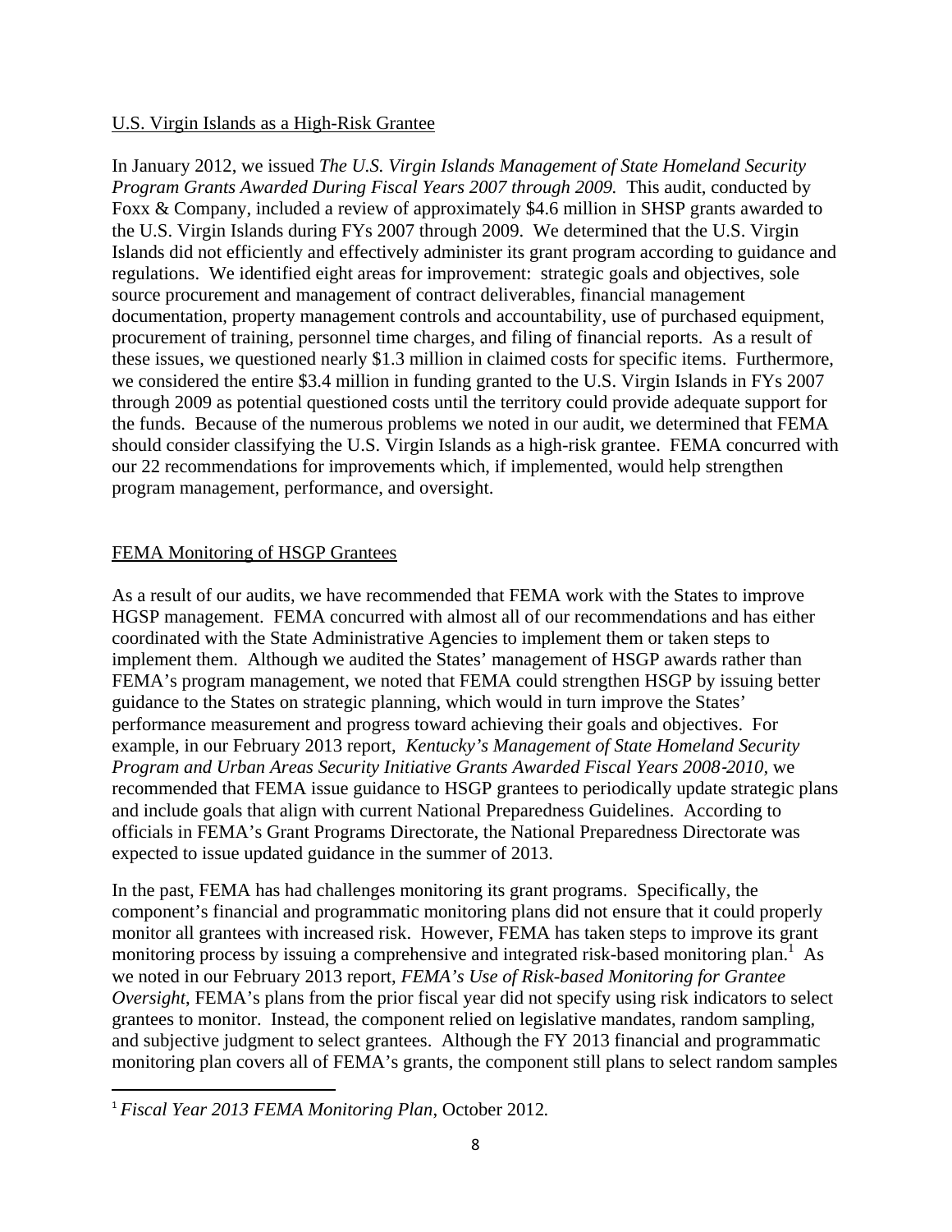U.S. Virgin Islands as a High-Risk Grantee

In January 2012, we issued *The U.S. Virgin Islands Management of State Homeland Security Program Grants Awarded During Fiscal Years 2007 through 2009.* This audit, conducted by Foxx & Company, included a review of approximately $4.6 million in SHSP grants awarded to the U.S. Virgin Islands during FYs 2007 through 2009. We determined that the U.S. Virgin Islands did not efficiently and effectively administer its grant program according to guidance and regulations. We identified eight areas for improvement: strategic goals and objectives, sole source procurement and management of contract deliverables, financial management documentation, property management controls and accountability, use of purchased equipment, procurement of training, personnel time charges, and filing of financial reports. As a result of these issues, we questioned nearly $1.3 million in claimed costs for specific items. Furthermore, we considered the entire $3.4 million in funding granted to the U.S. Virgin Islands in FYs 2007 through 2009 as potential questioned costs until the territory could provide adequate support for the funds. Because of the numerous problems we noted in our audit, we determined that FEMA should consider classifying the U.S. Virgin Islands as a high-risk grantee. FEMA concurred with our 22 recommendations for improvements which, if implemented, would help strengthen program management, performance, and oversight.

FEMA Monitoring of HSGP Grantees

As a result of our audits, we have recommended that FEMA work with the States to improve HGSP management. FEMA concurred with almost all of our recommendations and has either coordinated with the State Administrative Agencies to implement them or taken steps to implement them. Although we audited the States' management of HSGP awards rather than FEMA's program management, we noted that FEMA could strengthen HSGP by issuing better guidance to the States on strategic planning, which would in turn improve the States' performance measurement and progress toward achieving their goals and objectives. For example, in our February 2013 report, *Kentucky's Management of State Homeland Security Program and Urban Areas Security Initiative Grants Awarded Fiscal Years 2008-2010*, we recommended that FEMA issue guidance to HSGP grantees to periodically update strategic plans and include goals that align with current National Preparedness Guidelines. According to officials in FEMA's Grant Programs Directorate, the National Preparedness Directorate was expected to issue updated guidance in the summer of 2013.

In the past, FEMA has had challenges monitoring its grant programs. Specifically, the component's financial and programmatic monitoring plans did not ensure that it could properly monitor all grantees with increased risk. However, FEMA has taken steps to improve its grant monitoring process by issuing a comprehensive and integrated risk-based monitoring plan.[1] As we noted in our February 2013 report, *FEMA's Use of Risk-based Monitoring for Grantee Oversight*, FEMA's plans from the prior fiscal year did not specify using risk indicators to select grantees to monitor. Instead, the component relied on legislative mandates, random sampling, and subjective judgment to select grantees. Although the FY 2013 financial and programmatic monitoring plan covers all of FEMA's grants, the component still plans to select random samples

[1] *Fiscal Year 2013 FEMA Monitoring Plan*, October 2012.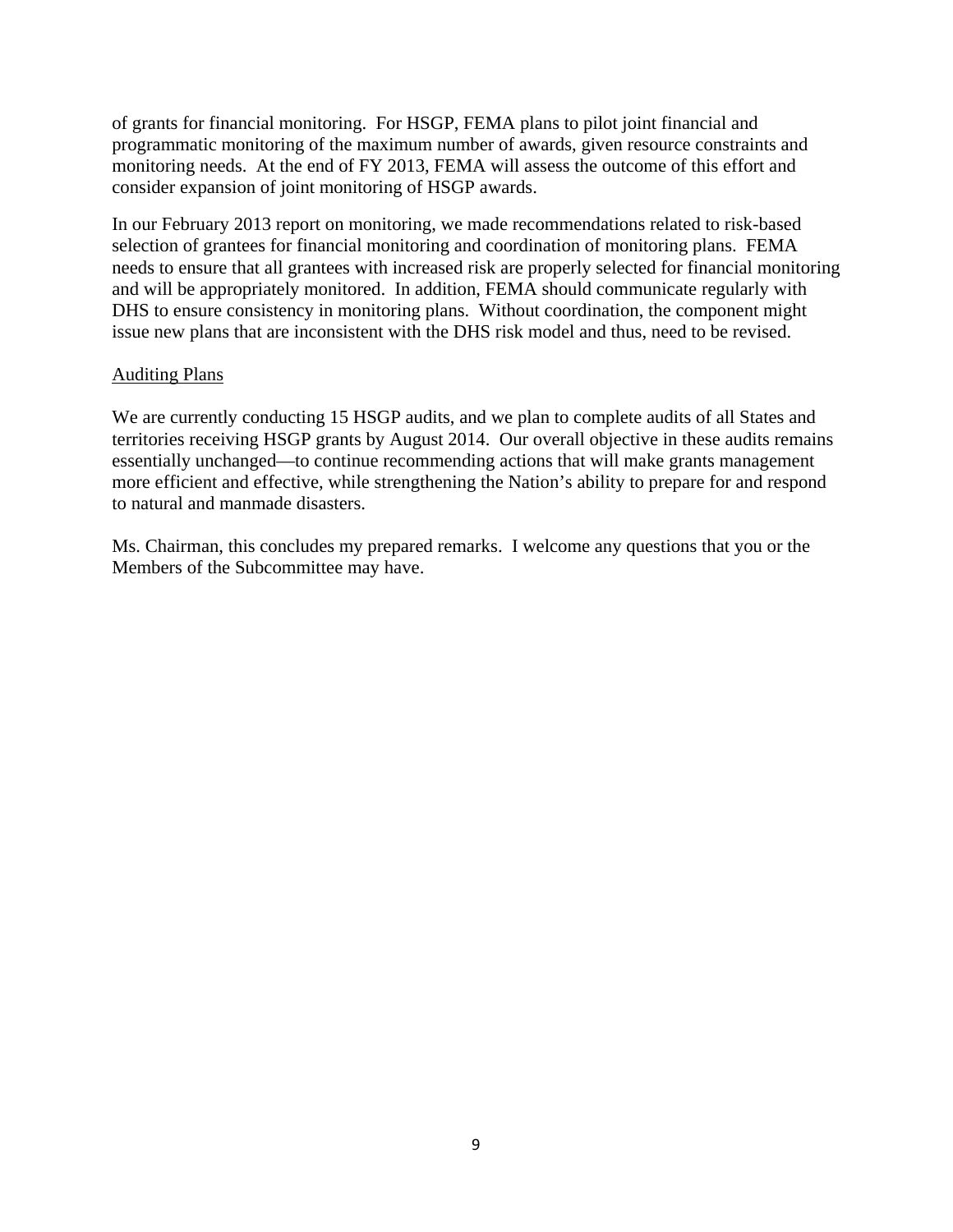of grants for financial monitoring. For HSGP, FEMA plans to pilot joint financial and programmatic monitoring of the maximum number of awards, given resource constraints and monitoring needs. At the end of FY 2013, FEMA will assess the outcome of this effort and consider expansion of joint monitoring of HSGP awards.

In our February 2013 report on monitoring, we made recommendations related to risk-based selection of grantees for financial monitoring and coordination of monitoring plans. FEMA needs to ensure that all grantees with increased risk are properly selected for financial monitoring and will be appropriately monitored. In addition, FEMA should communicate regularly with DHS to ensure consistency in monitoring plans. Without coordination, the component might issue new plans that are inconsistent with the DHS risk model and thus, need to be revised.

<u>Auditing Plans</u>

We are currently conducting 15 HSGP audits, and we plan to complete audits of all States and territories receiving HSGP grants by August 2014. Our overall objective in these audits remains essentially unchanged—to continue recommending actions that will make grants management more efficient and effective, while strengthening the Nation's ability to prepare for and respond to natural and manmade disasters.

Ms. Chairman, this concludes my prepared remarks. I welcome any questions that you or the Members of the Subcommittee may have.